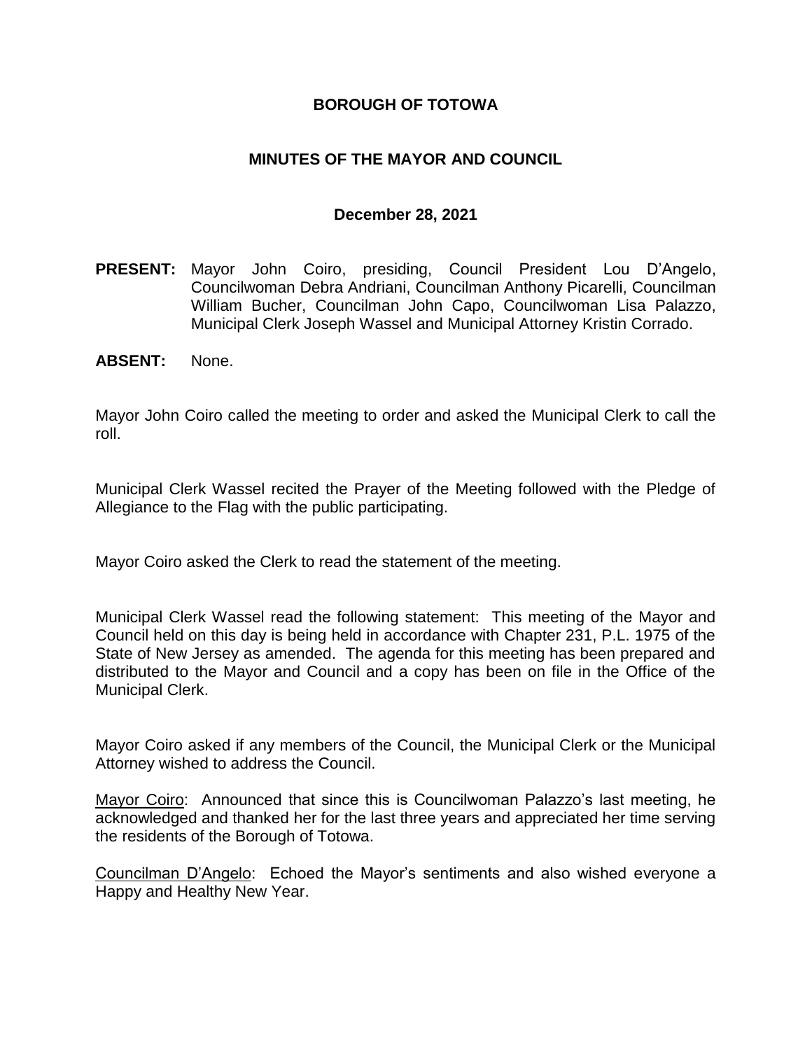# BOROUGH OF TOTOWA

## MINUTES OF THE MAYOR AND COUNCIL

### December 28, 2021

**PRESENT:** Mayor John Coiro, presiding, Council President Lou D'Angelo, Councilwoman Debra Andriani, Councilman Anthony Picarelli, Councilman William Bucher, Councilman John Capo, Councilwoman Lisa Palazzo, Municipal Clerk Joseph Wassel and Municipal Attorney Kristin Corrado.

**ABSENT:** None.

Mayor John Coiro called the meeting to order and asked the Municipal Clerk to call the roll.

Municipal Clerk Wassel recited the Prayer of the Meeting followed with the Pledge of Allegiance to the Flag with the public participating.

Mayor Coiro asked the Clerk to read the statement of the meeting.

Municipal Clerk Wassel read the following statement: This meeting of the Mayor and Council held on this day is being held in accordance with Chapter 231, P.L. 1975 of the State of New Jersey as amended. The agenda for this meeting has been prepared and distributed to the Mayor and Council and a copy has been on file in the Office of the Municipal Clerk.

Mayor Coiro asked if any members of the Council, the Municipal Clerk or the Municipal Attorney wished to address the Council.

Mayor Coiro: Announced that since this is Councilwoman Palazzo's last meeting, he acknowledged and thanked her for the last three years and appreciated her time serving the residents of the Borough of Totowa.

Councilman D'Angelo: Echoed the Mayor's sentiments and also wished everyone a Happy and Healthy New Year.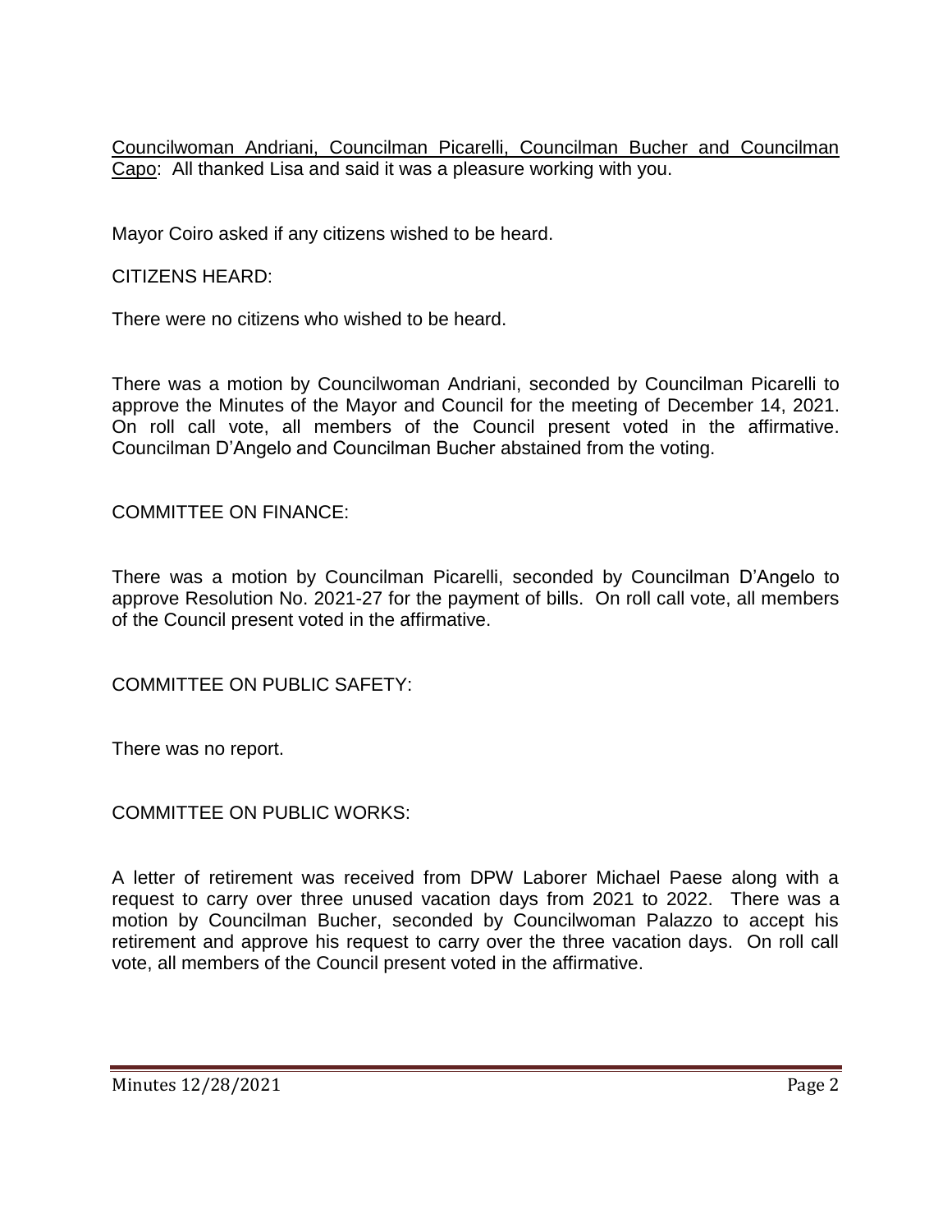Councilwoman Andriani, Councilman Picarelli, Councilman Bucher and Councilman Capo: All thanked Lisa and said it was a pleasure working with you.

Mayor Coiro asked if any citizens wished to be heard.

CITIZENS HEARD:

There were no citizens who wished to be heard.

There was a motion by Councilwoman Andriani, seconded by Councilman Picarelli to approve the Minutes of the Mayor and Council for the meeting of December 14, 2021. On roll call vote, all members of the Council present voted in the affirmative. Councilman D'Angelo and Councilman Bucher abstained from the voting.

COMMITTEE ON FINANCE:

There was a motion by Councilman Picarelli, seconded by Councilman D'Angelo to approve Resolution No. 2021-27 for the payment of bills. On roll call vote, all members of the Council present voted in the affirmative.

COMMITTEE ON PUBLIC SAFETY:

There was no report.

COMMITTEE ON PUBLIC WORKS:

A letter of retirement was received from DPW Laborer Michael Paese along with a request to carry over three unused vacation days from 2021 to 2022. There was a motion by Councilman Bucher, seconded by Councilwoman Palazzo to accept his retirement and approve his request to carry over the three vacation days. On roll call vote, all members of the Council present voted in the affirmative.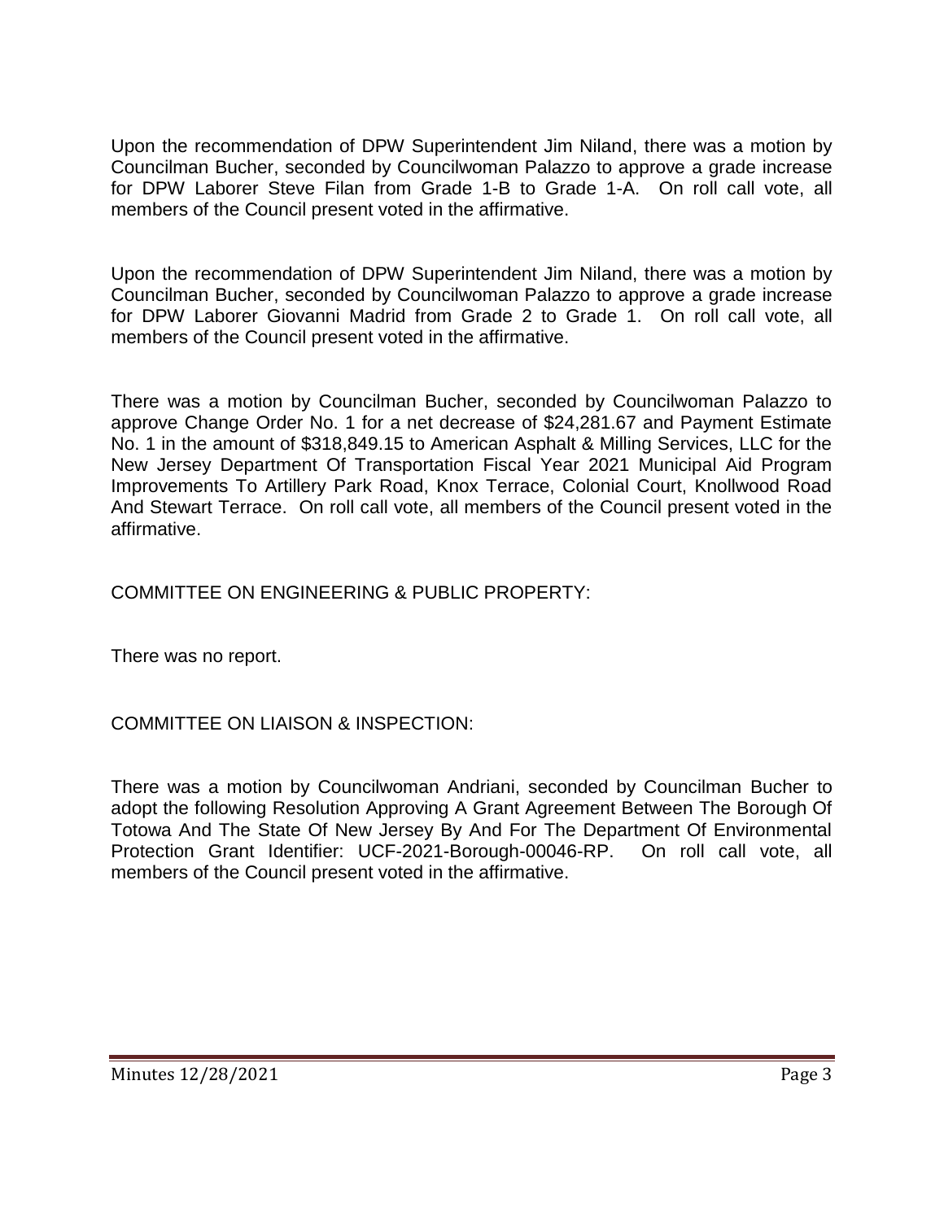Upon the recommendation of DPW Superintendent Jim Niland, there was a motion by Councilman Bucher, seconded by Councilwoman Palazzo to approve a grade increase for DPW Laborer Steve Filan from Grade 1-B to Grade 1-A. On roll call vote, all members of the Council present voted in the affirmative.

Upon the recommendation of DPW Superintendent Jim Niland, there was a motion by Councilman Bucher, seconded by Councilwoman Palazzo to approve a grade increase for DPW Laborer Giovanni Madrid from Grade 2 to Grade 1. On roll call vote, all members of the Council present voted in the affirmative.

There was a motion by Councilman Bucher, seconded by Councilwoman Palazzo to approve Change Order No. 1 for a net decrease of $24,281.67 and Payment Estimate No. 1 in the amount of $318,849.15 to American Asphalt & Milling Services, LLC for the New Jersey Department Of Transportation Fiscal Year 2021 Municipal Aid Program Improvements To Artillery Park Road, Knox Terrace, Colonial Court, Knollwood Road And Stewart Terrace. On roll call vote, all members of the Council present voted in the affirmative.

COMMITTEE ON ENGINEERING & PUBLIC PROPERTY:

There was no report.

COMMITTEE ON LIAISON & INSPECTION:

There was a motion by Councilwoman Andriani, seconded by Councilman Bucher to adopt the following Resolution Approving A Grant Agreement Between The Borough Of Totowa And The State Of New Jersey By And For The Department Of Environmental Protection Grant Identifier: UCF-2021-Borough-00046-RP. On roll call vote, all members of the Council present voted in the affirmative.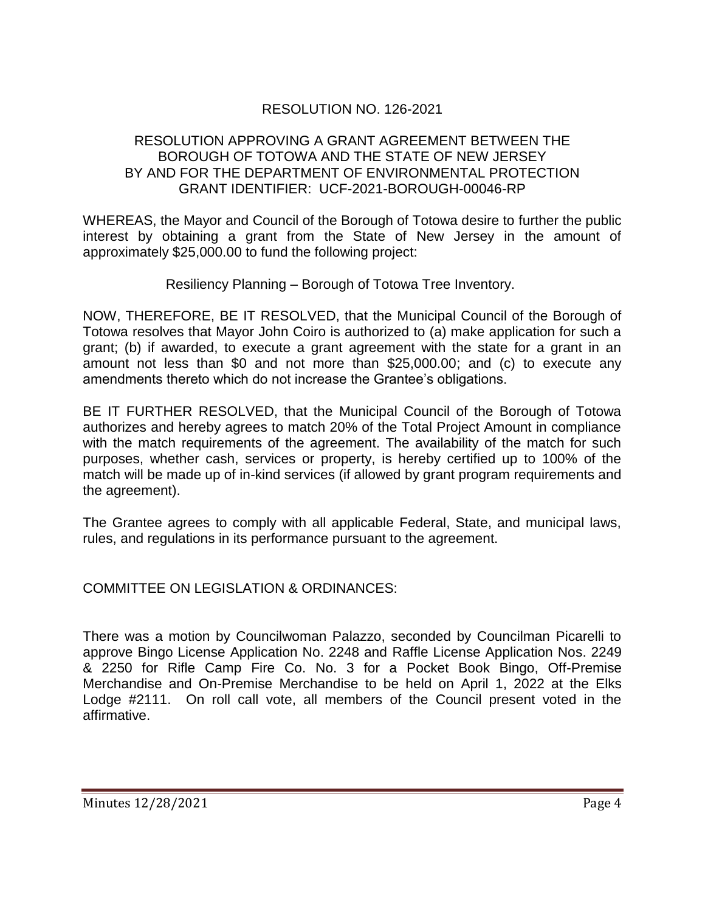RESOLUTION NO. 126-2021

RESOLUTION APPROVING A GRANT AGREEMENT BETWEEN THE BOROUGH OF TOTOWA AND THE STATE OF NEW JERSEY BY AND FOR THE DEPARTMENT OF ENVIRONMENTAL PROTECTION GRANT IDENTIFIER: UCF-2021-BOROUGH-00046-RP

WHEREAS, the Mayor and Council of the Borough of Totowa desire to further the public interest by obtaining a grant from the State of New Jersey in the amount of approximately $25,000.00 to fund the following project:

Resiliency Planning – Borough of Totowa Tree Inventory.

NOW, THEREFORE, BE IT RESOLVED, that the Municipal Council of the Borough of Totowa resolves that Mayor John Coiro is authorized to (a) make application for such a grant; (b) if awarded, to execute a grant agreement with the state for a grant in an amount not less than $0 and not more than $25,000.00; and (c) to execute any amendments thereto which do not increase the Grantee's obligations.

BE IT FURTHER RESOLVED, that the Municipal Council of the Borough of Totowa authorizes and hereby agrees to match 20% of the Total Project Amount in compliance with the match requirements of the agreement. The availability of the match for such purposes, whether cash, services or property, is hereby certified up to 100% of the match will be made up of in-kind services (if allowed by grant program requirements and the agreement).

The Grantee agrees to comply with all applicable Federal, State, and municipal laws, rules, and regulations in its performance pursuant to the agreement.

COMMITTEE ON LEGISLATION & ORDINANCES:

There was a motion by Councilwoman Palazzo, seconded by Councilman Picarelli to approve Bingo License Application No. 2248 and Raffle License Application Nos. 2249 & 2250 for Rifle Camp Fire Co. No. 3 for a Pocket Book Bingo, Off-Premise Merchandise and On-Premise Merchandise to be held on April 1, 2022 at the Elks Lodge #2111. On roll call vote, all members of the Council present voted in the affirmative.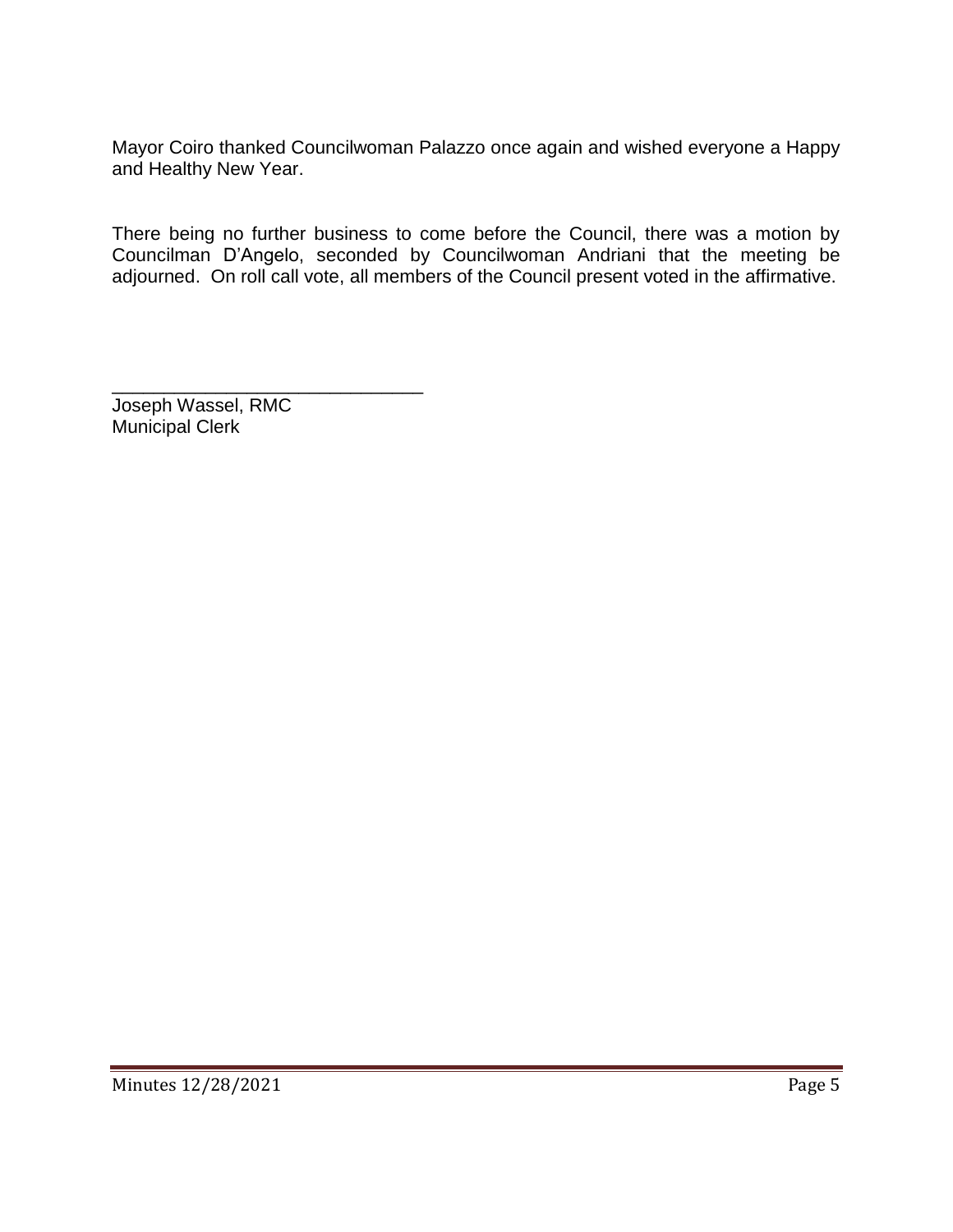Mayor Coiro thanked Councilwoman Palazzo once again and wished everyone a Happy and Healthy New Year.

There being no further business to come before the Council, there was a motion by Councilman D'Angelo, seconded by Councilwoman Andriani that the meeting be adjourned. On roll call vote, all members of the Council present voted in the affirmative.

______________________________
Joseph Wassel, RMC
Municipal Clerk